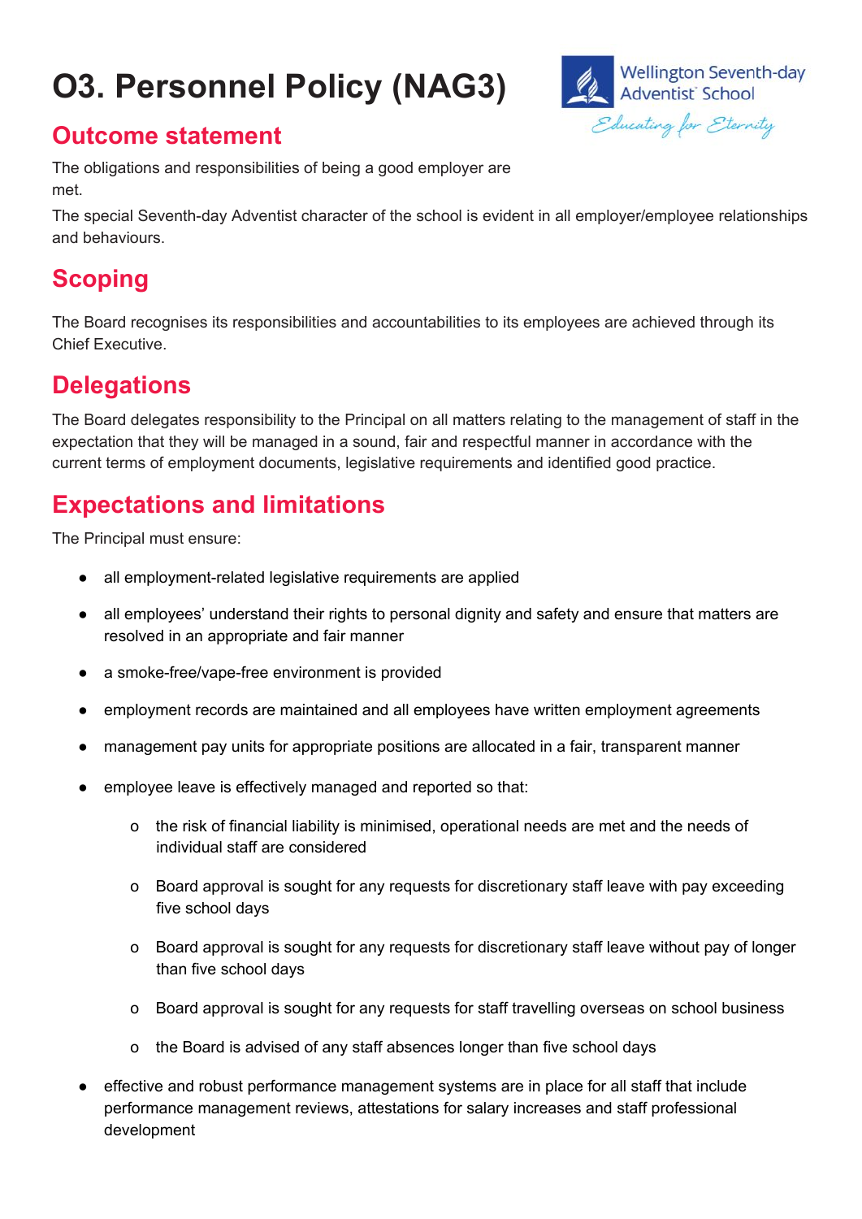# O3. Personnel Policy (NAG3)

## Outcome statement

The obligations and responsibilities of being a good employer are met.

The special Seventh-day Adventist character of the school is evident in all employer/employee relationships and behaviours.

## Scoping

The Board recognises its responsibilities and accountabilities to its employees are achieved through its Chief Executive.

## Delegations

The Board delegates responsibility to the Principal on all matters relating to the management of staff in the expectation that they will be managed in a sound, fair and respectful manner in accordance with the current terms of employment documents, legislative requirements and identified good practice.

## Expectations and limitations

The Principal must ensure:

- all employment-related legislative requirements are applied
- all employees' understand their rights to personal dignity and safety and ensure that matters are resolved in an appropriate and fair manner
- a smoke-free/vape-free environment is provided
- employment records are maintained and all employees have written employment agreements
- management pay units for appropriate positions are allocated in a fair, transparent manner
- employee leave is effectively managed and reported so that:
  - the risk of financial liability is minimised, operational needs are met and the needs of individual staff are considered
  - Board approval is sought for any requests for discretionary staff leave with pay exceeding five school days
  - Board approval is sought for any requests for discretionary staff leave without pay of longer than five school days
  - Board approval is sought for any requests for staff travelling overseas on school business
  - the Board is advised of any staff absences longer than five school days
- effective and robust performance management systems are in place for all staff that include performance management reviews, attestations for salary increases and staff professional development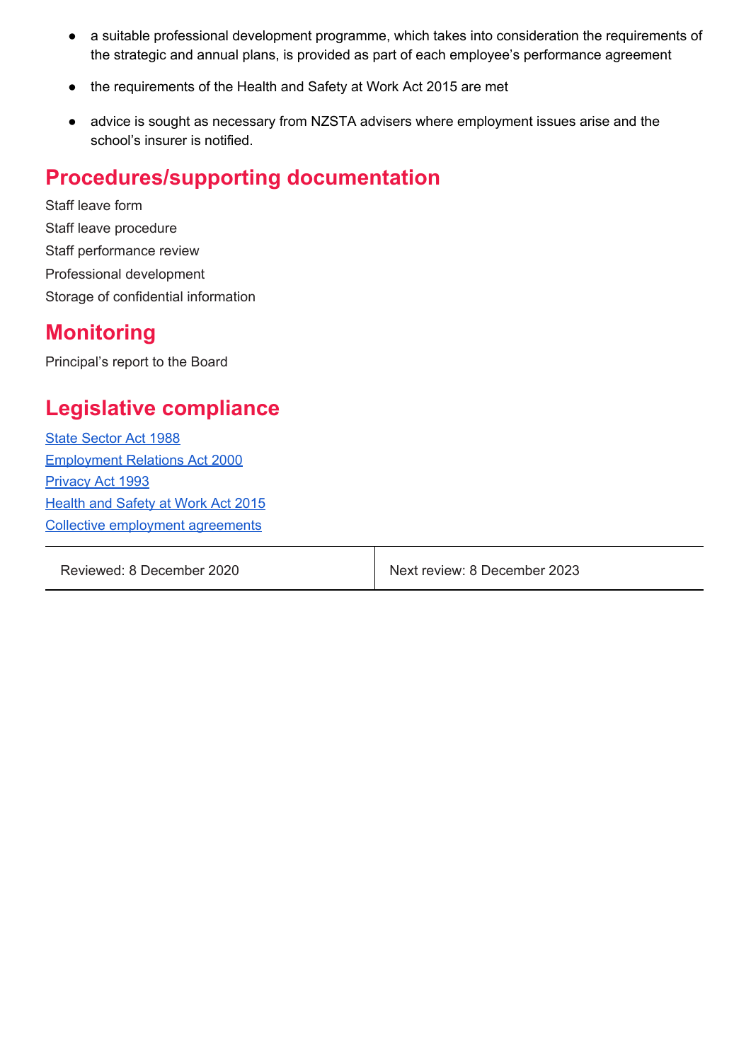- a suitable professional development programme, which takes into consideration the requirements of the strategic and annual plans, is provided as part of each employee's performance agreement
- the requirements of the Health and Safety at Work Act 2015 are met
- advice is sought as necessary from NZSTA advisers where employment issues arise and the school's insurer is notified.

## Procedures/supporting documentation

Staff leave form
Staff leave procedure
Staff performance review
Professional development
Storage of confidential information

## Monitoring

Principal's report to the Board

## Legislative compliance

State Sector Act 1988
Employment Relations Act 2000
Privacy Act 1993
Health and Safety at Work Act 2015
Collective employment agreements

| | |
|---|---|
| Reviewed: 8 December 2020 | Next review: 8 December 2023 |